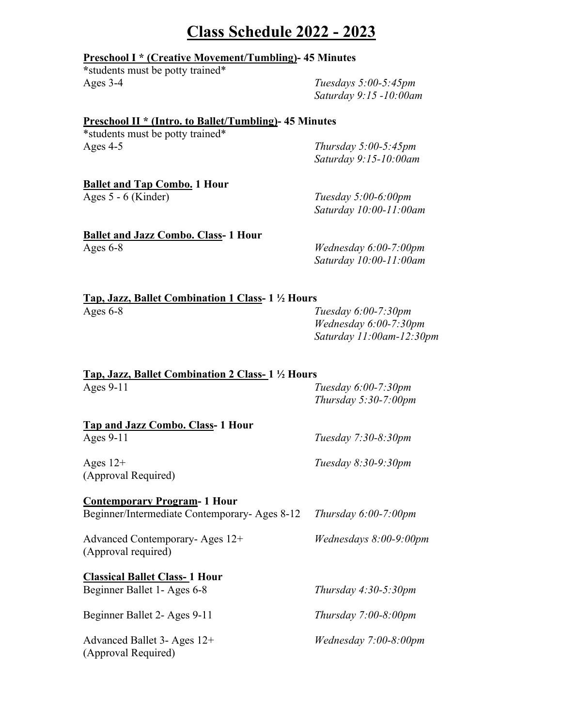# Class Schedule 2022 - 2023

**Preschool I * (Creative Movement/Tumbling)- 45 Minutes**

*students must be potty trained*

Ages 3-4 — *Tuesdays 5:00-5:45pm*, *Saturday 9:15 -10:00am*

**Preschool II * (Intro. to Ballet/Tumbling)- 45 Minutes**

*students must be potty trained*

Ages 4-5 — *Thursday 5:00-5:45pm*, *Saturday 9:15-10:00am*

**Ballet and Tap Combo. 1 Hour**

Ages 5 - 6 (Kinder) — *Tuesday 5:00-6:00pm*, *Saturday 10:00-11:00am*

**Ballet and Jazz Combo. Class- 1 Hour**

Ages 6-8 — *Wednesday 6:00-7:00pm*, *Saturday 10:00-11:00am*

**Tap, Jazz, Ballet Combination 1 Class- 1 ½ Hours**

Ages 6-8 — *Tuesday 6:00-7:30pm*, *Wednesday 6:00-7:30pm*, *Saturday 11:00am-12:30pm*

**Tap, Jazz, Ballet Combination 2 Class- 1 ½ Hours**

Ages 9-11 — *Tuesday 6:00-7:30pm*, *Thursday 5:30-7:00pm*

**Tap and Jazz Combo. Class- 1 Hour**

Ages 9-11 — *Tuesday 7:30-8:30pm*

Ages 12+ (Approval Required) — *Tuesday 8:30-9:30pm*

**Contemporary Program- 1 Hour**

Beginner/Intermediate Contemporary- Ages 8-12 — *Thursday 6:00-7:00pm*

Advanced Contemporary- Ages 12+ (Approval required) — *Wednesdays 8:00-9:00pm*

**Classical Ballet Class- 1 Hour**

Beginner Ballet 1- Ages 6-8 — *Thursday 4:30-5:30pm*

Beginner Ballet 2- Ages 9-11 — *Thursday 7:00-8:00pm*

Advanced Ballet 3- Ages 12+ (Approval Required) — *Wednesday 7:00-8:00pm*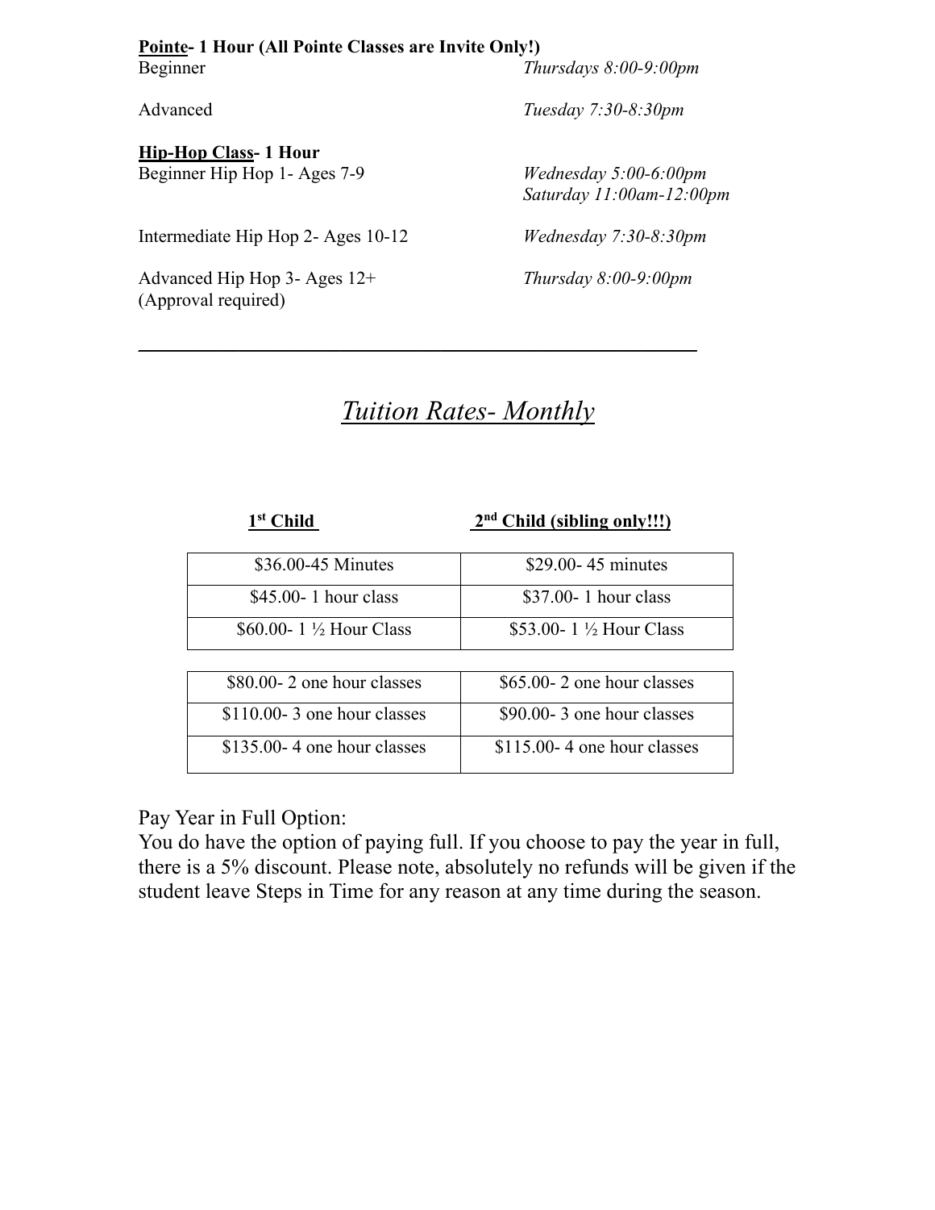**<u>Pointe</u>- 1 Hour (All Pointe Classes are Invite Only!)**

Beginner — *Thursdays 8:00-9:00pm*

Advanced — *Tuesday 7:30-8:30pm*

**<u>Hip-Hop Class</u>- 1 Hour**

Beginner Hip Hop 1- Ages 7-9 — *Wednesday 5:00-6:00pm*
*Saturday 11:00am-12:00pm*

Intermediate Hip Hop 2- Ages 10-12 — *Wednesday 7:30-8:30pm*

Advanced Hip Hop 3- Ages 12+
(Approval required) — *Thursday 8:00-9:00pm*

---

# *Tuition Rates- Monthly*

| 1st Child | 2nd Child (sibling only!!!) |
|---|---|
| $36.00-45 Minutes | $29.00- 45 minutes |
| $45.00- 1 hour class | $37.00- 1 hour class |
| $60.00- 1 ½ Hour Class | $53.00- 1 ½ Hour Class |
| $80.00- 2 one hour classes | $65.00- 2 one hour classes |
| $110.00- 3 one hour classes | $90.00- 3 one hour classes |
| $135.00- 4 one hour classes | $115.00- 4 one hour classes |

Pay Year in Full Option:
You do have the option of paying full. If you choose to pay the year in full, there is a 5% discount. Please note, absolutely no refunds will be given if the student leave Steps in Time for any reason at any time during the season.